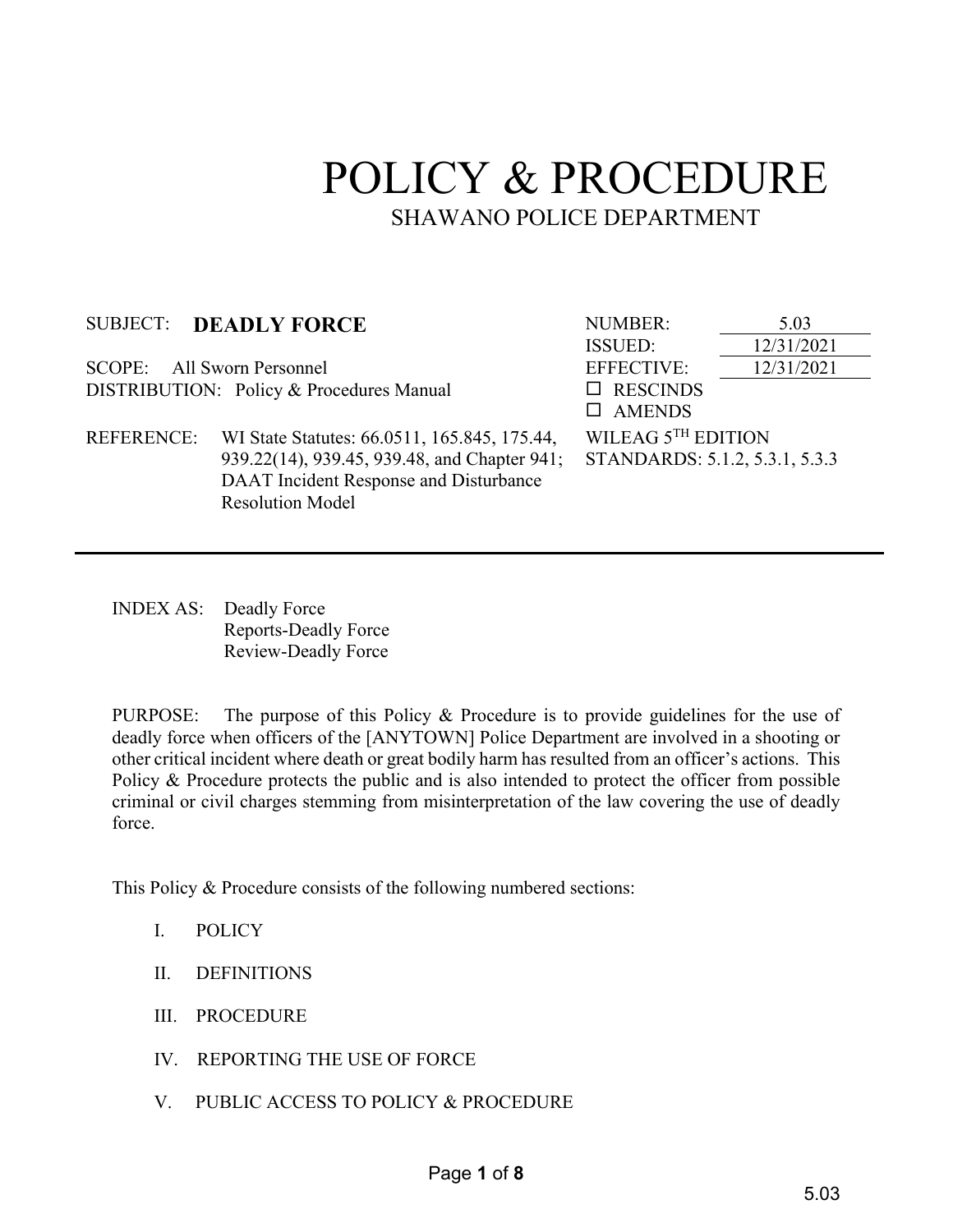# POLICY & PROCEDURE

## SHAWANO POLICE DEPARTMENT

SUBJECT: **DEADLY FORCE**

SCOPE: All Sworn Personnel

DISTRIBUTION: Policy & Procedures Manual

REFERENCE: WI State Statutes: 66.0511, 165.845, 175.44, 939.22(14), 939.45, 939.48, and Chapter 941; DAAT Incident Response and Disturbance Resolution Model

NUMBER: 5.03

ISSUED: 12/31/2021

EFFECTIVE: 12/31/2021

☐ RESCINDS

☐ AMENDS

WILEAG 5TH EDITION STANDARDS: 5.1.2, 5.3.1, 5.3.3

---

INDEX AS: Deadly Force
Reports-Deadly Force
Review-Deadly Force

PURPOSE: The purpose of this Policy & Procedure is to provide guidelines for the use of deadly force when officers of the [ANYTOWN] Police Department are involved in a shooting or other critical incident where death or great bodily harm has resulted from an officer's actions. This Policy & Procedure protects the public and is also intended to protect the officer from possible criminal or civil charges stemming from misinterpretation of the law covering the use of deadly force.

This Policy & Procedure consists of the following numbered sections:

I. POLICY

II. DEFINITIONS

III. PROCEDURE

IV. REPORTING THE USE OF FORCE

V. PUBLIC ACCESS TO POLICY & PROCEDURE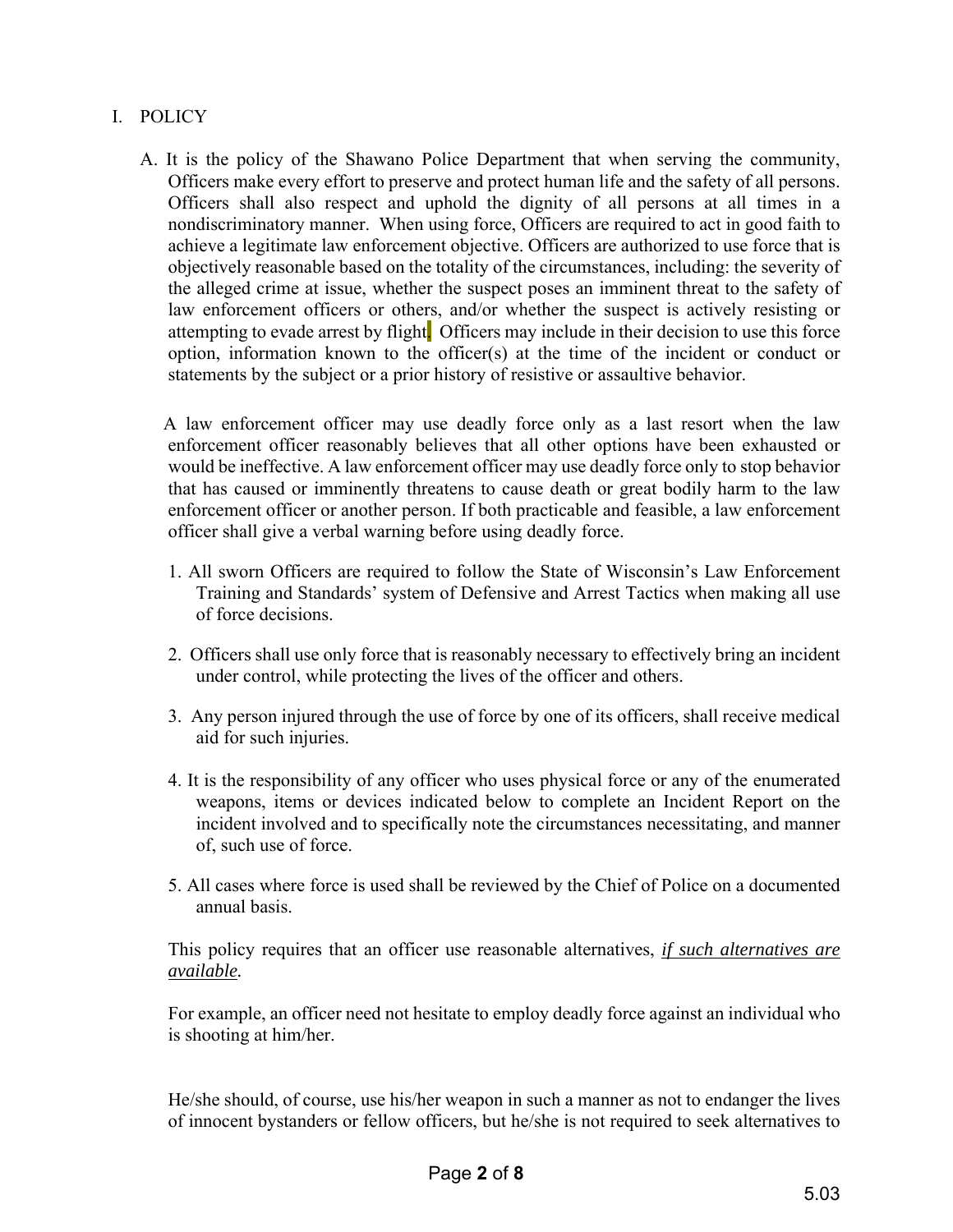# I. POLICY

A. It is the policy of the Shawano Police Department that when serving the community, Officers make every effort to preserve and protect human life and the safety of all persons. Officers shall also respect and uphold the dignity of all persons at all times in a nondiscriminatory manner. When using force, Officers are required to act in good faith to achieve a legitimate law enforcement objective. Officers are authorized to use force that is objectively reasonable based on the totality of the circumstances, including: the severity of the alleged crime at issue, whether the suspect poses an imminent threat to the safety of law enforcement officers or others, and/or whether the suspect is actively resisting or attempting to evade arrest by flight. Officers may include in their decision to use this force option, information known to the officer(s) at the time of the incident or conduct or statements by the subject or a prior history of resistive or assaultive behavior.

A law enforcement officer may use deadly force only as a last resort when the law enforcement officer reasonably believes that all other options have been exhausted or would be ineffective. A law enforcement officer may use deadly force only to stop behavior that has caused or imminently threatens to cause death or great bodily harm to the law enforcement officer or another person. If both practicable and feasible, a law enforcement officer shall give a verbal warning before using deadly force.

1. All sworn Officers are required to follow the State of Wisconsin's Law Enforcement Training and Standards' system of Defensive and Arrest Tactics when making all use of force decisions.

2. Officers shall use only force that is reasonably necessary to effectively bring an incident under control, while protecting the lives of the officer and others.

3. Any person injured through the use of force by one of its officers, shall receive medical aid for such injuries.

4. It is the responsibility of any officer who uses physical force or any of the enumerated weapons, items or devices indicated below to complete an Incident Report on the incident involved and to specifically note the circumstances necessitating, and manner of, such use of force.

5. All cases where force is used shall be reviewed by the Chief of Police on a documented annual basis.

This policy requires that an officer use reasonable alternatives, ***if such alternatives are available.***

For example, an officer need not hesitate to employ deadly force against an individual who is shooting at him/her.

He/she should, of course, use his/her weapon in such a manner as not to endanger the lives of innocent bystanders or fellow officers, but he/she is not required to seek alternatives to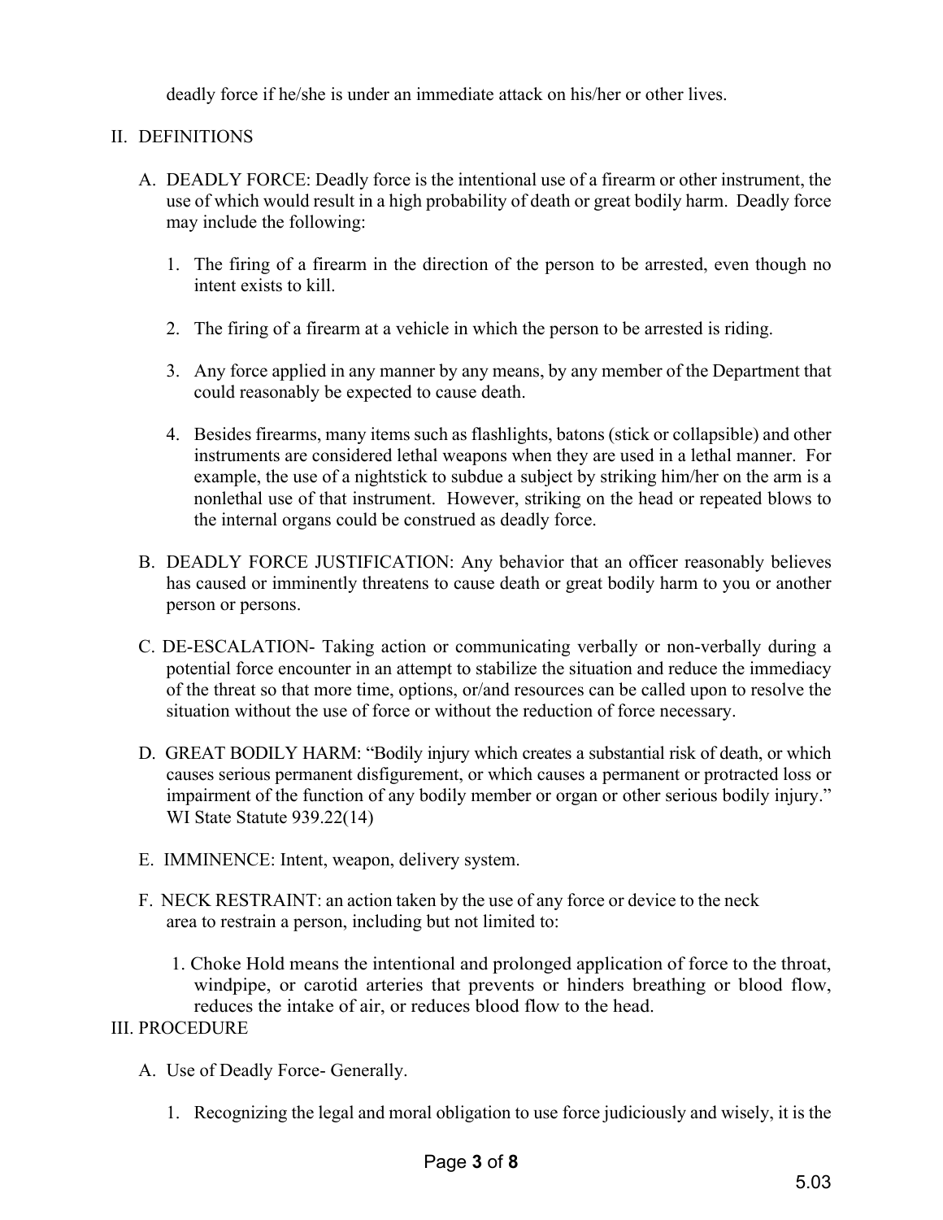deadly force if he/she is under an immediate attack on his/her or other lives.

## II. DEFINITIONS

A. DEADLY FORCE: Deadly force is the intentional use of a firearm or other instrument, the use of which would result in a high probability of death or great bodily harm. Deadly force may include the following:

1. The firing of a firearm in the direction of the person to be arrested, even though no intent exists to kill.

2. The firing of a firearm at a vehicle in which the person to be arrested is riding.

3. Any force applied in any manner by any means, by any member of the Department that could reasonably be expected to cause death.

4. Besides firearms, many items such as flashlights, batons (stick or collapsible) and other instruments are considered lethal weapons when they are used in a lethal manner. For example, the use of a nightstick to subdue a subject by striking him/her on the arm is a nonlethal use of that instrument. However, striking on the head or repeated blows to the internal organs could be construed as deadly force.

B. DEADLY FORCE JUSTIFICATION: Any behavior that an officer reasonably believes has caused or imminently threatens to cause death or great bodily harm to you or another person or persons.

C. DE-ESCALATION- Taking action or communicating verbally or non-verbally during a potential force encounter in an attempt to stabilize the situation and reduce the immediacy of the threat so that more time, options, or/and resources can be called upon to resolve the situation without the use of force or without the reduction of force necessary.

D. GREAT BODILY HARM: "Bodily injury which creates a substantial risk of death, or which causes serious permanent disfigurement, or which causes a permanent or protracted loss or impairment of the function of any bodily member or organ or other serious bodily injury." WI State Statute 939.22(14)

E. IMMINENCE: Intent, weapon, delivery system.

F. NECK RESTRAINT: an action taken by the use of any force or device to the neck area to restrain a person, including but not limited to:

1. Choke Hold means the intentional and prolonged application of force to the throat, windpipe, or carotid arteries that prevents or hinders breathing or blood flow, reduces the intake of air, or reduces blood flow to the head.

## III. PROCEDURE

A. Use of Deadly Force- Generally.

1. Recognizing the legal and moral obligation to use force judiciously and wisely, it is the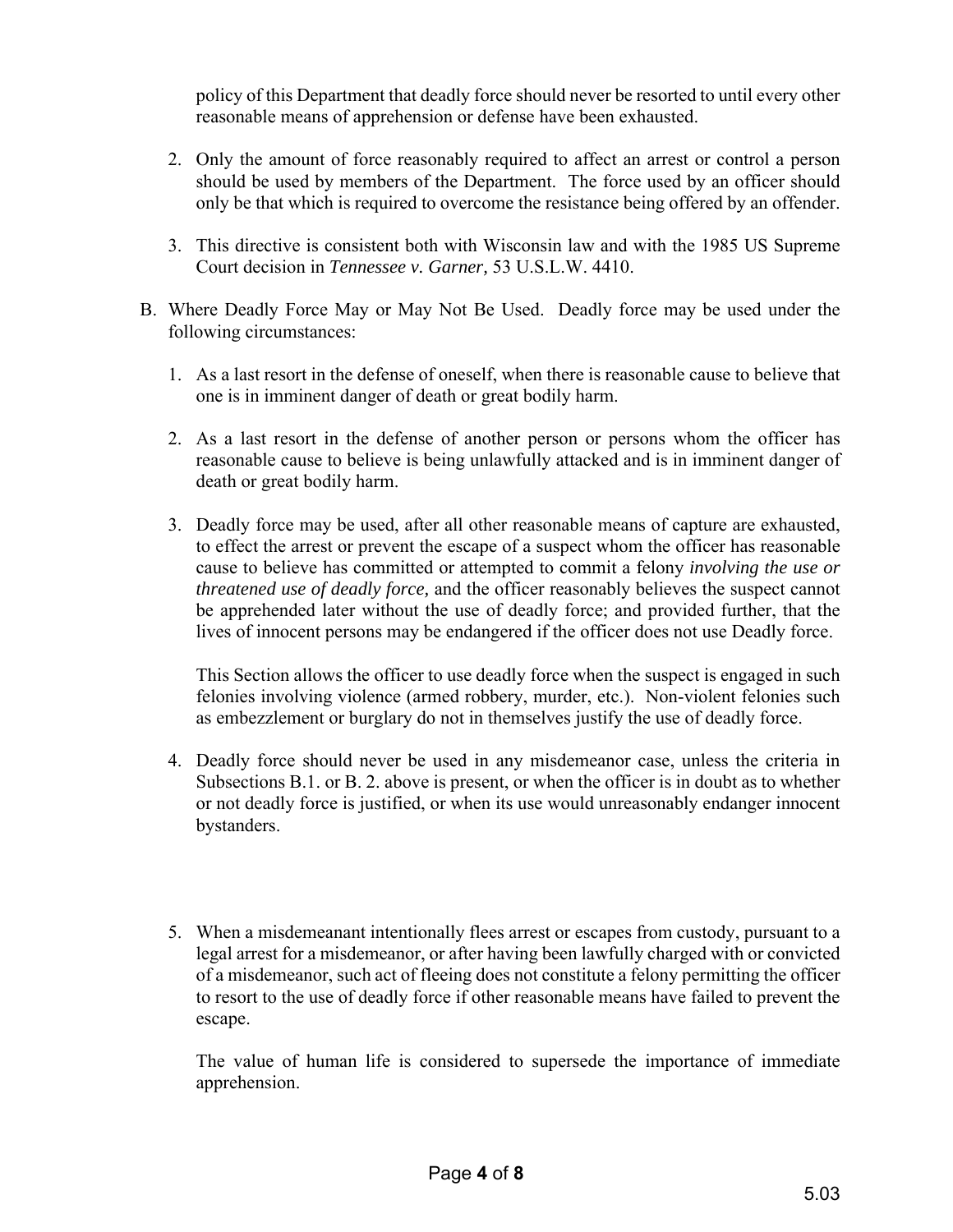policy of this Department that deadly force should never be resorted to until every other reasonable means of apprehension or defense have been exhausted.

2. Only the amount of force reasonably required to affect an arrest or control a person should be used by members of the Department. The force used by an officer should only be that which is required to overcome the resistance being offered by an offender.

3. This directive is consistent both with Wisconsin law and with the 1985 US Supreme Court decision in *Tennessee v. Garner,* 53 U.S.L.W. 4410.

B. Where Deadly Force May or May Not Be Used. Deadly force may be used under the following circumstances:

1. As a last resort in the defense of oneself, when there is reasonable cause to believe that one is in imminent danger of death or great bodily harm.

2. As a last resort in the defense of another person or persons whom the officer has reasonable cause to believe is being unlawfully attacked and is in imminent danger of death or great bodily harm.

3. Deadly force may be used, after all other reasonable means of capture are exhausted, to effect the arrest or prevent the escape of a suspect whom the officer has reasonable cause to believe has committed or attempted to commit a felony *involving the use or threatened use of deadly force,* and the officer reasonably believes the suspect cannot be apprehended later without the use of deadly force; and provided further, that the lives of innocent persons may be endangered if the officer does not use Deadly force.

   This Section allows the officer to use deadly force when the suspect is engaged in such felonies involving violence (armed robbery, murder, etc.). Non-violent felonies such as embezzlement or burglary do not in themselves justify the use of deadly force.

4. Deadly force should never be used in any misdemeanor case, unless the criteria in Subsections B.1. or B. 2. above is present, or when the officer is in doubt as to whether or not deadly force is justified, or when its use would unreasonably endanger innocent bystanders.

5. When a misdemeanant intentionally flees arrest or escapes from custody, pursuant to a legal arrest for a misdemeanor, or after having been lawfully charged with or convicted of a misdemeanor, such act of fleeing does not constitute a felony permitting the officer to resort to the use of deadly force if other reasonable means have failed to prevent the escape.

   The value of human life is considered to supersede the importance of immediate apprehension.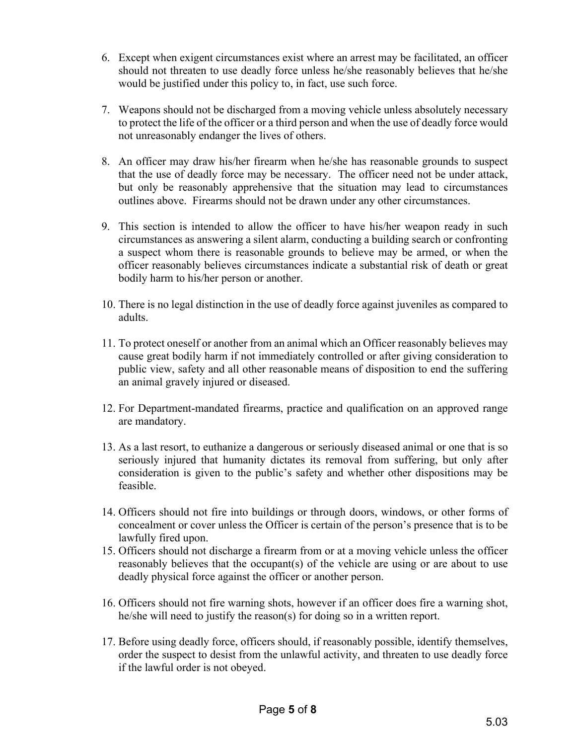6. Except when exigent circumstances exist where an arrest may be facilitated, an officer should not threaten to use deadly force unless he/she reasonably believes that he/she would be justified under this policy to, in fact, use such force.

7. Weapons should not be discharged from a moving vehicle unless absolutely necessary to protect the life of the officer or a third person and when the use of deadly force would not unreasonably endanger the lives of others.

8. An officer may draw his/her firearm when he/she has reasonable grounds to suspect that the use of deadly force may be necessary. The officer need not be under attack, but only be reasonably apprehensive that the situation may lead to circumstances outlines above. Firearms should not be drawn under any other circumstances.

9. This section is intended to allow the officer to have his/her weapon ready in such circumstances as answering a silent alarm, conducting a building search or confronting a suspect whom there is reasonable grounds to believe may be armed, or when the officer reasonably believes circumstances indicate a substantial risk of death or great bodily harm to his/her person or another.

10. There is no legal distinction in the use of deadly force against juveniles as compared to adults.

11. To protect oneself or another from an animal which an Officer reasonably believes may cause great bodily harm if not immediately controlled or after giving consideration to public view, safety and all other reasonable means of disposition to end the suffering an animal gravely injured or diseased.

12. For Department-mandated firearms, practice and qualification on an approved range are mandatory.

13. As a last resort, to euthanize a dangerous or seriously diseased animal or one that is so seriously injured that humanity dictates its removal from suffering, but only after consideration is given to the public's safety and whether other dispositions may be feasible.

14. Officers should not fire into buildings or through doors, windows, or other forms of concealment or cover unless the Officer is certain of the person's presence that is to be lawfully fired upon.

15. Officers should not discharge a firearm from or at a moving vehicle unless the officer reasonably believes that the occupant(s) of the vehicle are using or are about to use deadly physical force against the officer or another person.

16. Officers should not fire warning shots, however if an officer does fire a warning shot, he/she will need to justify the reason(s) for doing so in a written report.

17. Before using deadly force, officers should, if reasonably possible, identify themselves, order the suspect to desist from the unlawful activity, and threaten to use deadly force if the lawful order is not obeyed.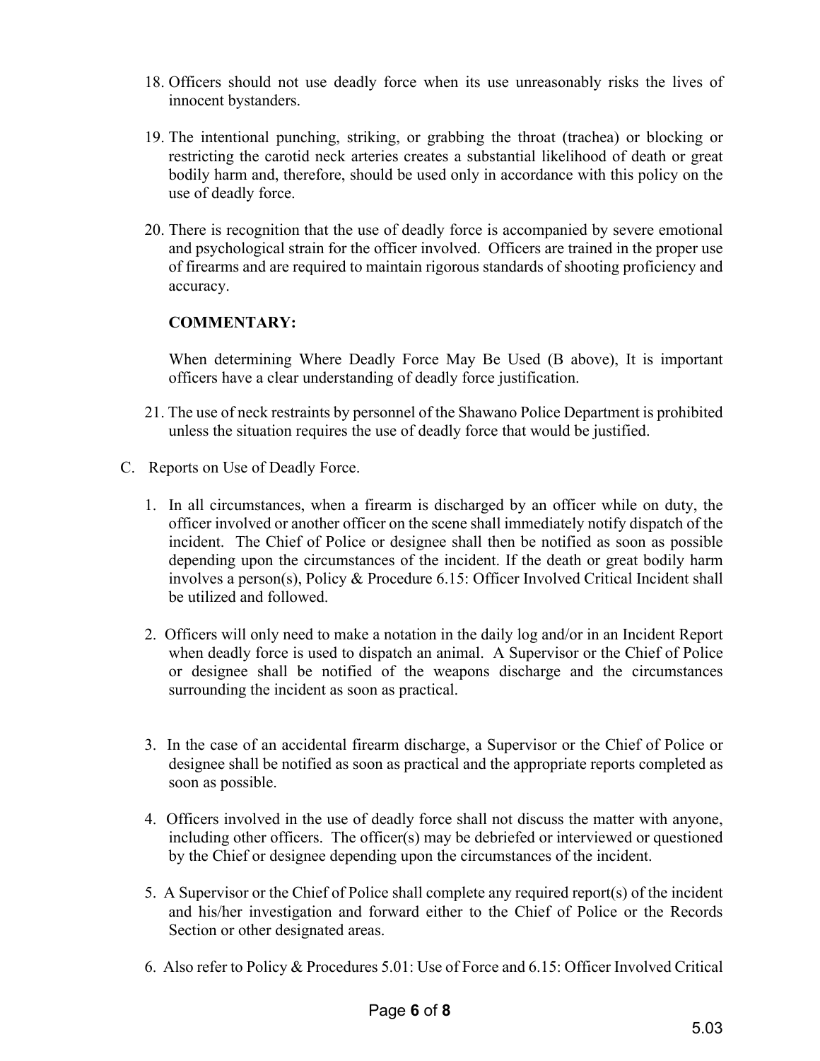18. Officers should not use deadly force when its use unreasonably risks the lives of innocent bystanders.

19. The intentional punching, striking, or grabbing the throat (trachea) or blocking or restricting the carotid neck arteries creates a substantial likelihood of death or great bodily harm and, therefore, should be used only in accordance with this policy on the use of deadly force.

20. There is recognition that the use of deadly force is accompanied by severe emotional and psychological strain for the officer involved. Officers are trained in the proper use of firearms and are required to maintain rigorous standards of shooting proficiency and accuracy.

    **COMMENTARY:**

    When determining Where Deadly Force May Be Used (B above), It is important officers have a clear understanding of deadly force justification.

21. The use of neck restraints by personnel of the Shawano Police Department is prohibited unless the situation requires the use of deadly force that would be justified.

C. Reports on Use of Deadly Force.

   1. In all circumstances, when a firearm is discharged by an officer while on duty, the officer involved or another officer on the scene shall immediately notify dispatch of the incident. The Chief of Police or designee shall then be notified as soon as possible depending upon the circumstances of the incident. If the death or great bodily harm involves a person(s), Policy & Procedure 6.15: Officer Involved Critical Incident shall be utilized and followed.

   2. Officers will only need to make a notation in the daily log and/or in an Incident Report when deadly force is used to dispatch an animal. A Supervisor or the Chief of Police or designee shall be notified of the weapons discharge and the circumstances surrounding the incident as soon as practical.

   3. In the case of an accidental firearm discharge, a Supervisor or the Chief of Police or designee shall be notified as soon as practical and the appropriate reports completed as soon as possible.

   4. Officers involved in the use of deadly force shall not discuss the matter with anyone, including other officers. The officer(s) may be debriefed or interviewed or questioned by the Chief or designee depending upon the circumstances of the incident.

   5. A Supervisor or the Chief of Police shall complete any required report(s) of the incident and his/her investigation and forward either to the Chief of Police or the Records Section or other designated areas.

   6. Also refer to Policy & Procedures 5.01: Use of Force and 6.15: Officer Involved Critical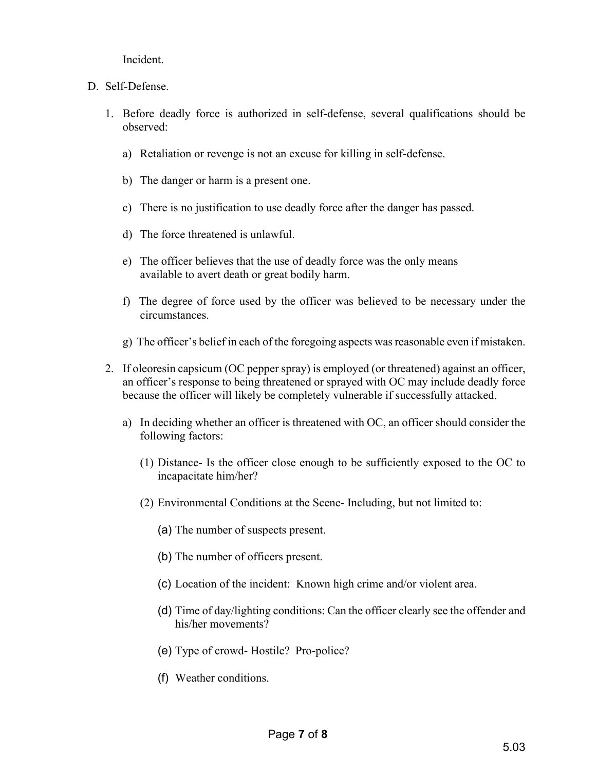Incident.

D. Self-Defense.

1. Before deadly force is authorized in self-defense, several qualifications should be observed:

    a) Retaliation or revenge is not an excuse for killing in self-defense.

    b) The danger or harm is a present one.

    c) There is no justification to use deadly force after the danger has passed.

    d) The force threatened is unlawful.

    e) The officer believes that the use of deadly force was the only means available to avert death or great bodily harm.

    f) The degree of force used by the officer was believed to be necessary under the circumstances.

    g) The officer's belief in each of the foregoing aspects was reasonable even if mistaken.

2. If oleoresin capsicum (OC pepper spray) is employed (or threatened) against an officer, an officer's response to being threatened or sprayed with OC may include deadly force because the officer will likely be completely vulnerable if successfully attacked.

    a) In deciding whether an officer is threatened with OC, an officer should consider the following factors:

        (1) Distance- Is the officer close enough to be sufficiently exposed to the OC to incapacitate him/her?

        (2) Environmental Conditions at the Scene- Including, but not limited to:

            (a) The number of suspects present.

            (b) The number of officers present.

            (c) Location of the incident: Known high crime and/or violent area.

            (d) Time of day/lighting conditions: Can the officer clearly see the offender and his/her movements?

            (e) Type of crowd- Hostile? Pro-police?

            (f) Weather conditions.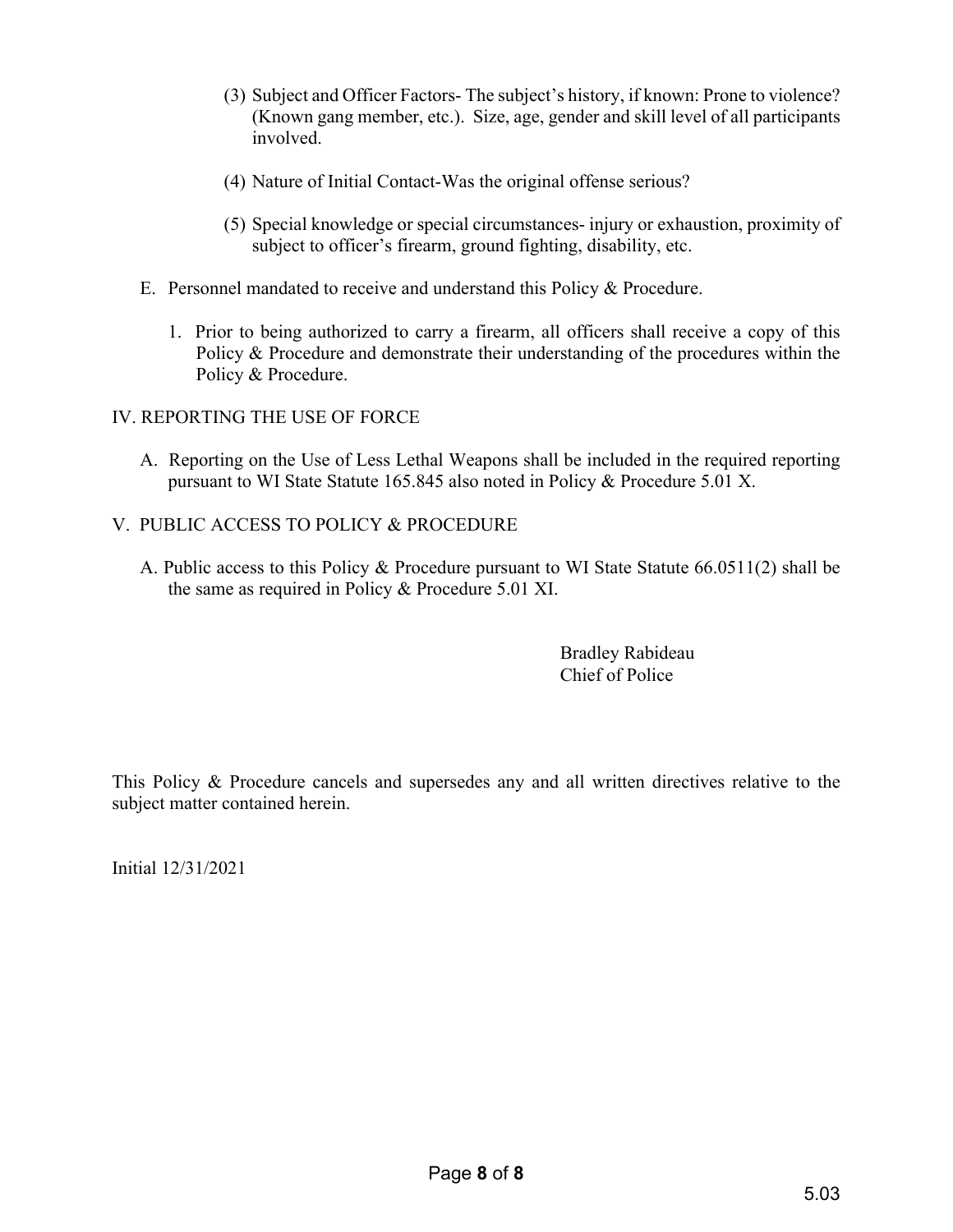(3) Subject and Officer Factors- The subject's history, if known: Prone to violence? (Known gang member, etc.). Size, age, gender and skill level of all participants involved.

(4) Nature of Initial Contact-Was the original offense serious?

(5) Special knowledge or special circumstances- injury or exhaustion, proximity of subject to officer's firearm, ground fighting, disability, etc.

E. Personnel mandated to receive and understand this Policy & Procedure.

1. Prior to being authorized to carry a firearm, all officers shall receive a copy of this Policy & Procedure and demonstrate their understanding of the procedures within the Policy & Procedure.

## IV. REPORTING THE USE OF FORCE

A. Reporting on the Use of Less Lethal Weapons shall be included in the required reporting pursuant to WI State Statute 165.845 also noted in Policy & Procedure 5.01 X.

## V. PUBLIC ACCESS TO POLICY & PROCEDURE

A. Public access to this Policy & Procedure pursuant to WI State Statute 66.0511(2) shall be the same as required in Policy & Procedure 5.01 XI.

Bradley Rabideau
Chief of Police

This Policy & Procedure cancels and supersedes any and all written directives relative to the subject matter contained herein.

Initial 12/31/2021